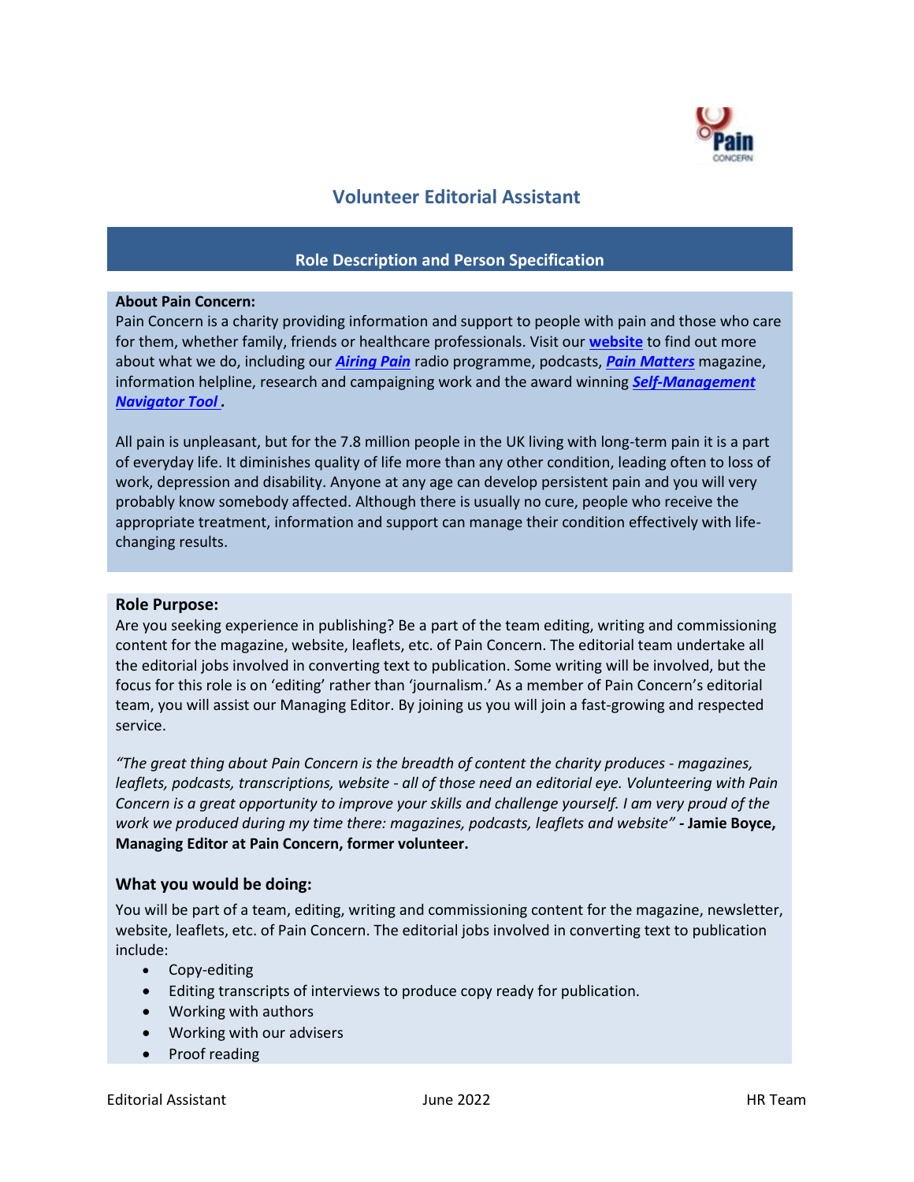# Volunteer Editorial Assistant

## Role Description and Person Specification

**About Pain Concern:**

Pain Concern is a charity providing information and support to people with pain and those who care for them, whether family, friends or healthcare professionals. Visit our **website** to find out more about what we do, including our ***Airing Pain*** radio programme, podcasts, ***Pain Matters*** magazine, information helpline, research and campaigning work and the award winning ***Self-Management Navigator Tool*** **.**

All pain is unpleasant, but for the 7.8 million people in the UK living with long-term pain it is a part of everyday life. It diminishes quality of life more than any other condition, leading often to loss of work, depression and disability. Anyone at any age can develop persistent pain and you will very probably know somebody affected. Although there is usually no cure, people who receive the appropriate treatment, information and support can manage their condition effectively with life-changing results.

### Role Purpose:

Are you seeking experience in publishing? Be a part of the team editing, writing and commissioning content for the magazine, website, leaflets, etc. of Pain Concern. The editorial team undertake all the editorial jobs involved in converting text to publication. Some writing will be involved, but the focus for this role is on 'editing' rather than 'journalism.' As a member of Pain Concern's editorial team, you will assist our Managing Editor. By joining us you will join a fast-growing and respected service.

*"The great thing about Pain Concern is the breadth of content the charity produces - magazines, leaflets, podcasts, transcriptions, website - all of those need an editorial eye. Volunteering with Pain Concern is a great opportunity to improve your skills and challenge yourself. I am very proud of the work we produced during my time there: magazines, podcasts, leaflets and website"* **- Jamie Boyce, Managing Editor at Pain Concern, former volunteer.**

### What you would be doing:

You will be part of a team, editing, writing and commissioning content for the magazine, newsletter, website, leaflets, etc. of Pain Concern. The editorial jobs involved in converting text to publication include:

- Copy-editing
- Editing transcripts of interviews to produce copy ready for publication.
- Working with authors
- Working with our advisers
- Proof reading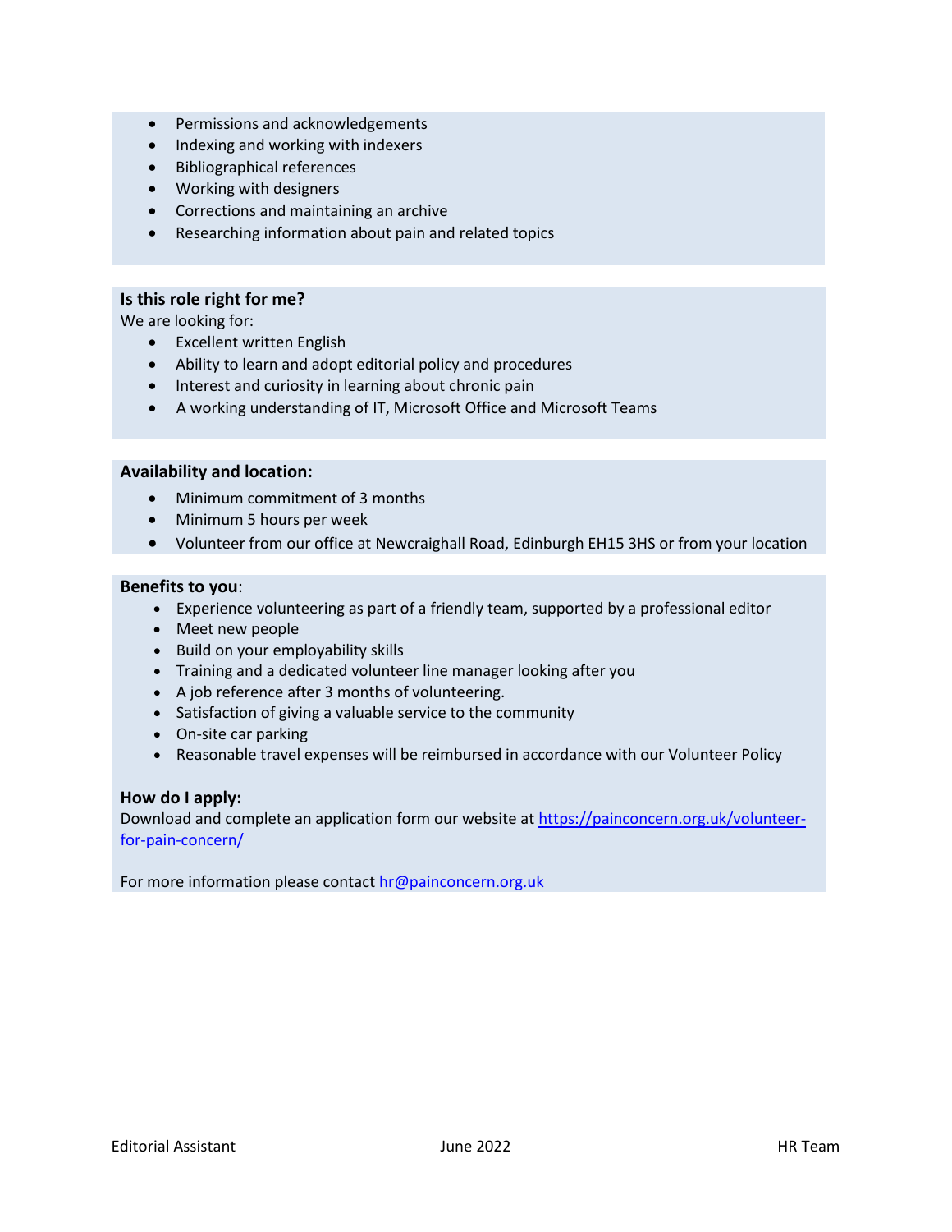- Permissions and acknowledgements
- Indexing and working with indexers
- Bibliographical references
- Working with designers
- Corrections and maintaining an archive
- Researching information about pain and related topics

**Is this role right for me?**

We are looking for:

- Excellent written English
- Ability to learn and adopt editorial policy and procedures
- Interest and curiosity in learning about chronic pain
- A working understanding of IT, Microsoft Office and Microsoft Teams

**Availability and location:**

- Minimum commitment of 3 months
- Minimum 5 hours per week
- Volunteer from our office at Newcraighall Road, Edinburgh EH15 3HS or from your location

**Benefits to you**:

- Experience volunteering as part of a friendly team, supported by a professional editor
- Meet new people
- Build on your employability skills
- Training and a dedicated volunteer line manager looking after you
- A job reference after 3 months of volunteering.
- Satisfaction of giving a valuable service to the community
- On-site car parking
- Reasonable travel expenses will be reimbursed in accordance with our Volunteer Policy

**How do I apply:**

Download and complete an application form our website at [https://painconcern.org.uk/volunteer-for-pain-concern/](https://painconcern.org.uk/volunteer-for-pain-concern/)

For more information please contact [hr@painconcern.org.uk](mailto:hr@painconcern.org.uk)